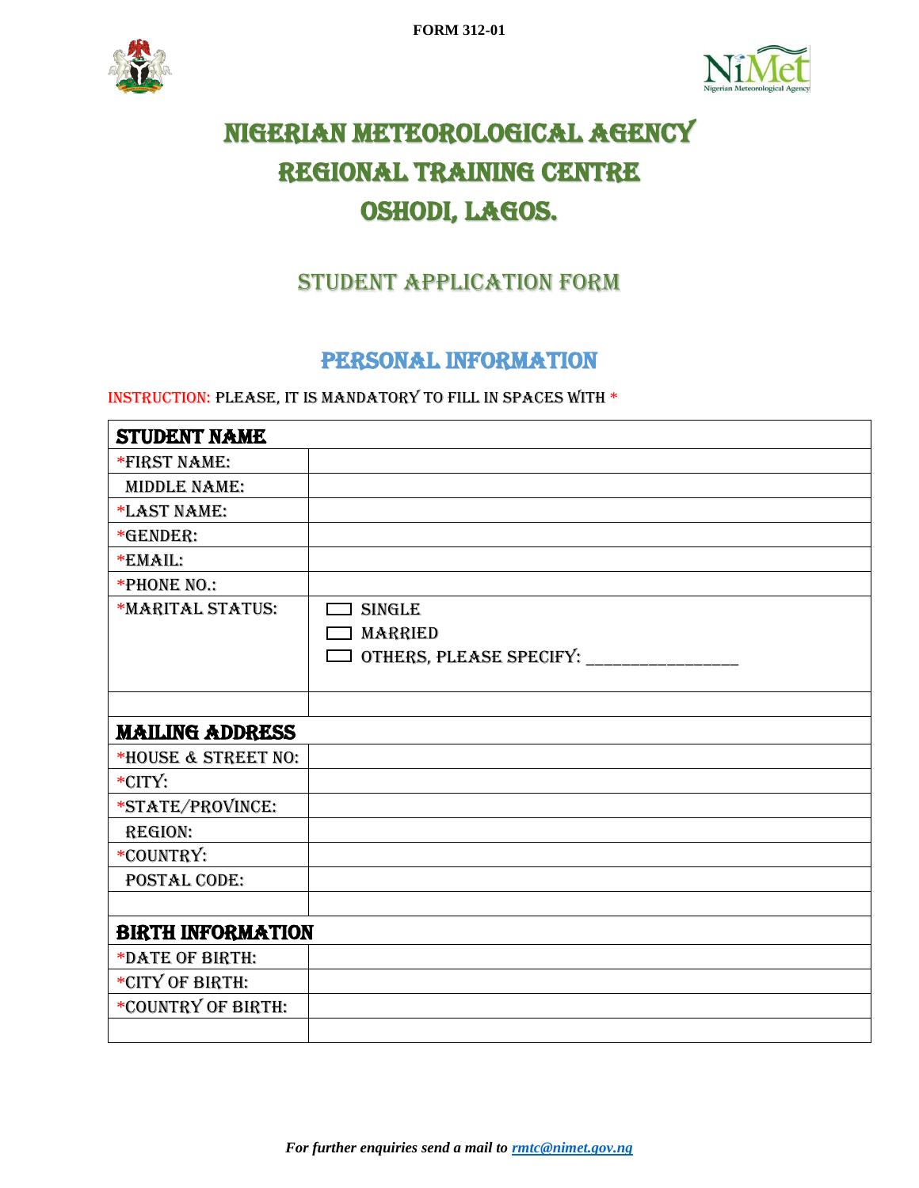FORM 312-01

# NIGERIAN METEOROLOGICAL AGENCY
# REGIONAL TRAINING CENTRE
# OSHODI, LAGOS.

## STUDENT APPLICATION FORM

## PERSONAL INFORMATION

INSTRUCTION: PLEASE, IT IS MANDATORY TO FILL IN SPACES WITH *

| **STUDENT NAME** | |
|---|---|
| *FIRST NAME: | |
| MIDDLE NAME: | |
| *LAST NAME: | |
| *GENDER: | |
| *EMAIL: | |
| *PHONE NO.: | |
| *MARITAL STATUS: | ☐ SINGLE<br>☐ MARRIED<br>☐ OTHERS, PLEASE SPECIFY: ________________ |
| | |
| **MAILING ADDRESS** | |
| *HOUSE & STREET NO: | |
| *CITY: | |
| *STATE/PROVINCE: | |
| REGION: | |
| *COUNTRY: | |
| POSTAL CODE: | |
| | |
| **BIRTH INFORMATION** | |
| *DATE OF BIRTH: | |
| *CITY OF BIRTH: | |
| *COUNTRY OF BIRTH: | |
| | |

*For further enquiries send a mail to rmtc@nimet.gov.ng*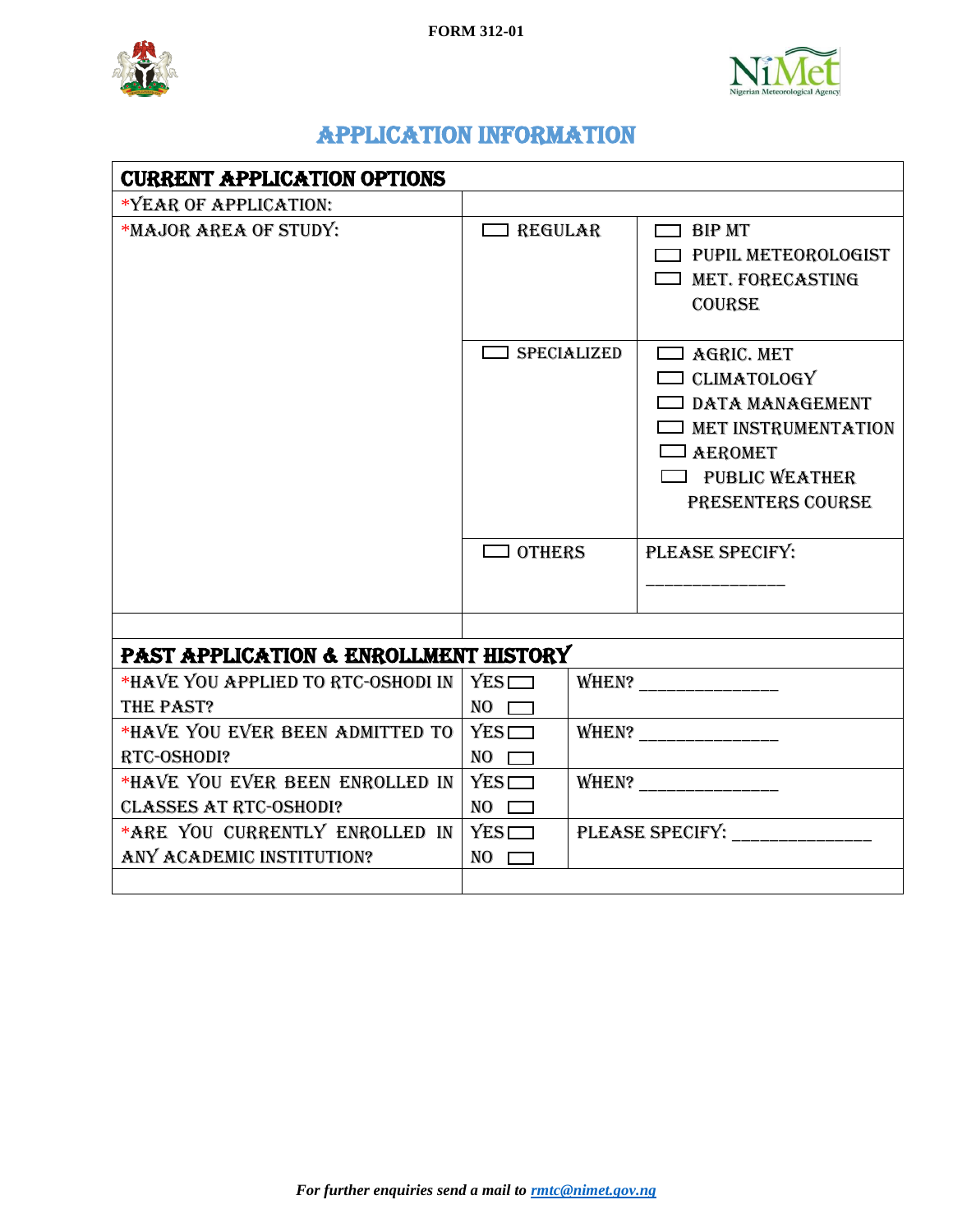FORM 312-01

# APPLICATION INFORMATION

| CURRENT APPLICATION OPTIONS | | |
|---|---|---|
| *YEAR OF APPLICATION: | | |
| *MAJOR AREA OF STUDY: | ☐ REGULAR | ☐ BIP MT<br>☐ PUPIL METEOROLOGIST<br>☐ MET. FORECASTING COURSE |
| | ☐ SPECIALIZED | ☐ AGRIC. MET<br>☐ CLIMATOLOGY<br>☐ DATA MANAGEMENT<br>☐ MET INSTRUMENTATION<br>☐ AEROMET<br>☐ PUBLIC WEATHER PRESENTERS COURSE |
| | ☐ OTHERS | PLEASE SPECIFY: _______________ |
| | | |

| PAST APPLICATION & ENROLLMENT HISTORY | | |
|---|---|---|
| *HAVE YOU APPLIED TO RTC-OSHODI IN THE PAST? | YES ☐<br>NO ☐ | WHEN? _______________ |
| *HAVE YOU EVER BEEN ADMITTED TO RTC-OSHODI? | YES ☐<br>NO ☐ | WHEN? _______________ |
| *HAVE YOU EVER BEEN ENROLLED IN CLASSES AT RTC-OSHODI? | YES ☐<br>NO ☐ | WHEN? _______________ |
| *ARE YOU CURRENTLY ENROLLED IN ANY ACADEMIC INSTITUTION? | YES ☐<br>NO ☐ | PLEASE SPECIFY: _______________ |
| | | |

*For further enquiries send a mail to rmtc@nimet.gov.ng*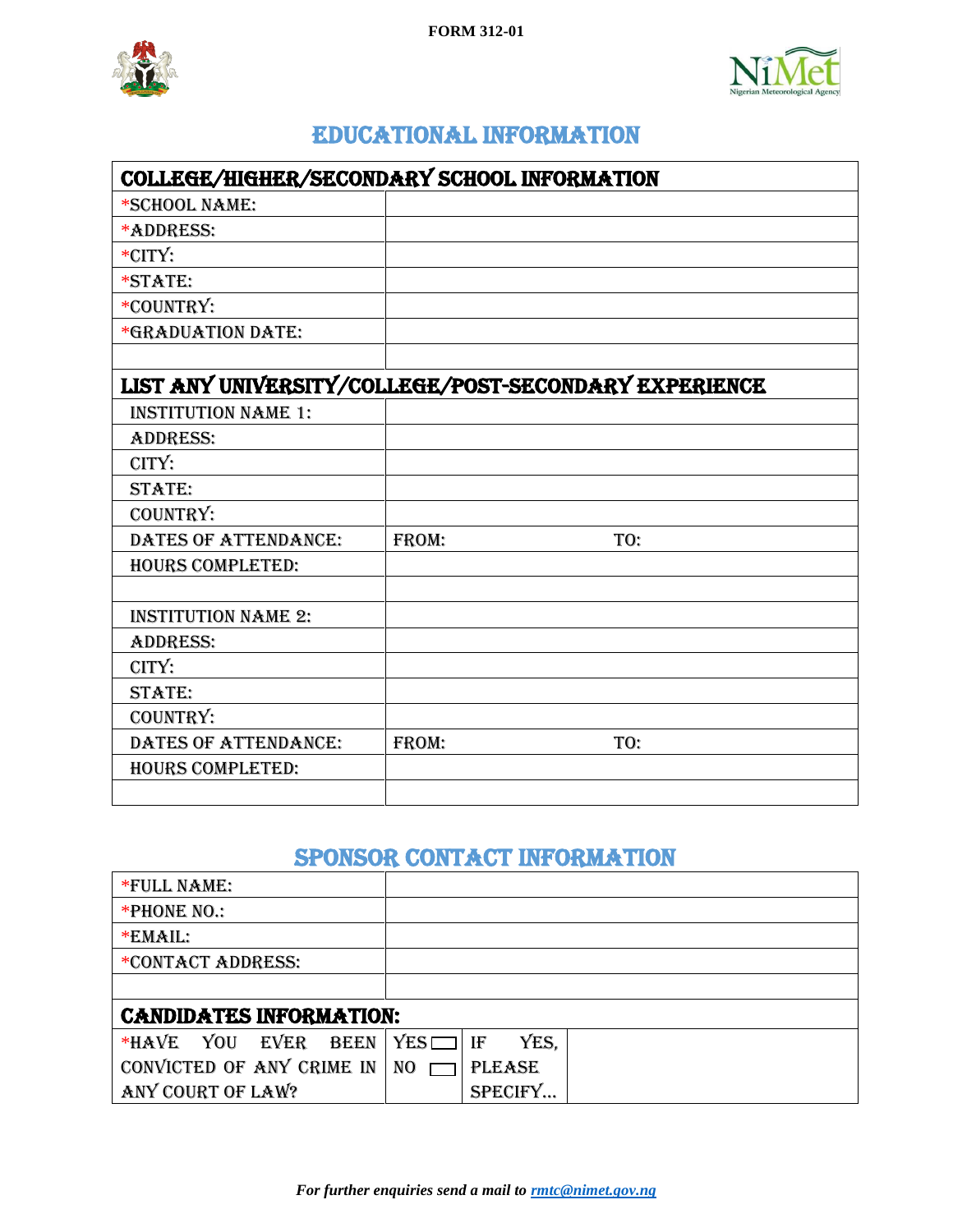FORM 312-01

# EDUCATIONAL INFORMATION

| COLLEGE/HIGHER/SECONDARY SCHOOL INFORMATION | | |
|---|---|---|
| *SCHOOL NAME: | | |
| *ADDRESS: | | |
| *CITY: | | |
| *STATE: | | |
| *COUNTRY: | | |
| *GRADUATION DATE: | | |
| | | |
| **LIST ANY UNIVERSITY/COLLEGE/POST-SECONDARY EXPERIENCE** | | |
| INSTITUTION NAME 1: | | |
| ADDRESS: | | |
| CITY: | | |
| STATE: | | |
| COUNTRY: | | |
| DATES OF ATTENDANCE: | FROM: | TO: |
| HOURS COMPLETED: | | |
| | | |
| INSTITUTION NAME 2: | | |
| ADDRESS: | | |
| CITY: | | |
| STATE: | | |
| COUNTRY: | | |
| DATES OF ATTENDANCE: | FROM: | TO: |
| HOURS COMPLETED: | | |
| | | |

# SPONSOR CONTACT INFORMATION

| *FULL NAME: | | | |
|---|---|---|---|
| *PHONE NO.: | | | |
| *EMAIL: | | | |
| *CONTACT ADDRESS: | | | |
| | | | |
| **CANDIDATES INFORMATION:** | | | |
| *HAVE YOU EVER BEEN CONVICTED OF ANY CRIME IN ANY COURT OF LAW? | YES ☐ NO ☐ | IF YES, PLEASE SPECIFY… | |

*For further enquiries send a mail to rmtc@nimet.gov.ng*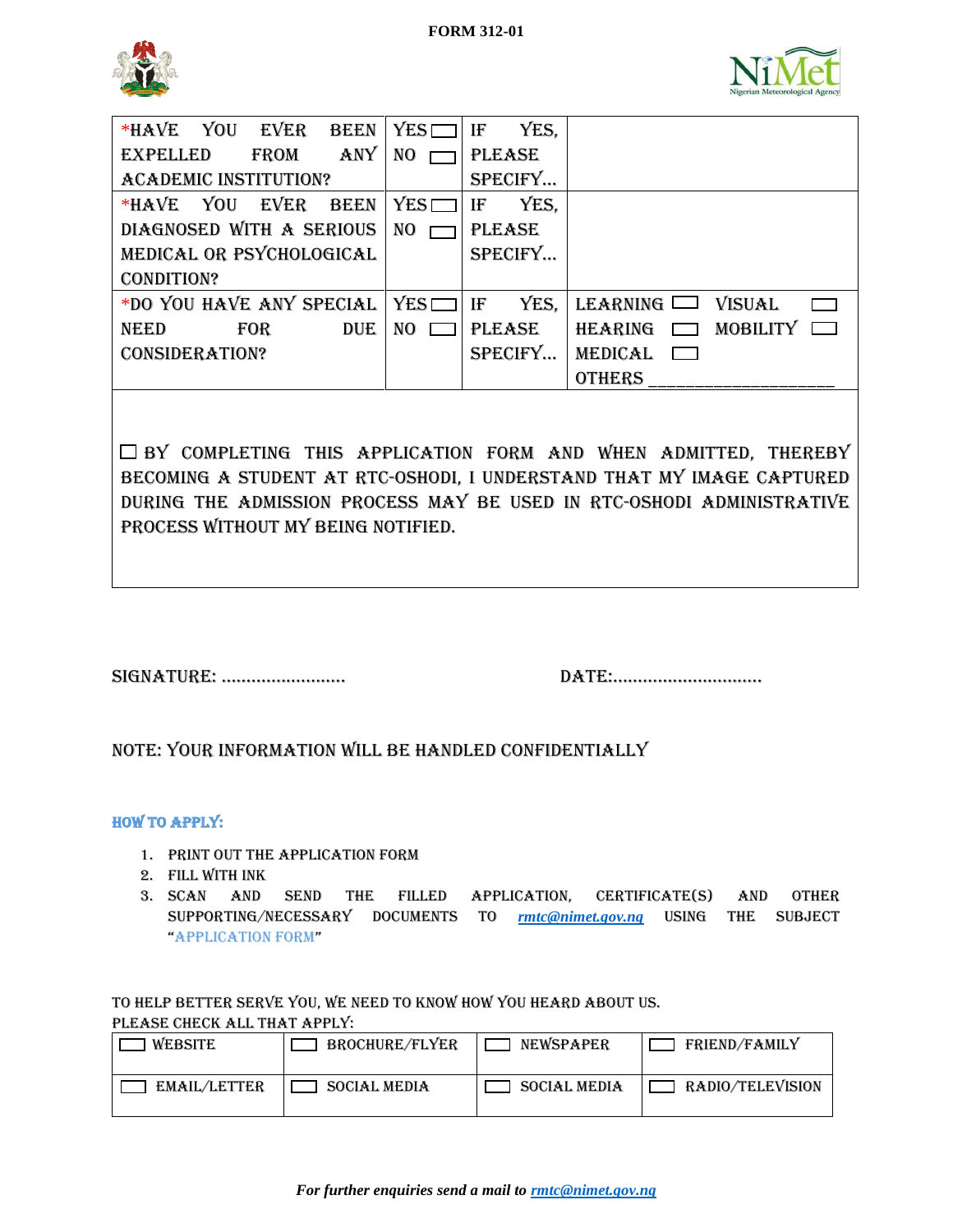**FORM 312-01**

| | | | |
|---|---|---|---|
| *HAVE YOU EVER BEEN EXPELLED FROM ANY ACADEMIC INSTITUTION? | YES ☐ NO ☐ | IF YES, PLEASE SPECIFY… | |
| *HAVE YOU EVER BEEN DIAGNOSED WITH A SERIOUS MEDICAL OR PSYCHOLOGICAL CONDITION? | YES ☐ NO ☐ | IF YES, PLEASE SPECIFY… | |
| *DO YOU HAVE ANY SPECIAL NEED FOR DUE CONSIDERATION? | YES ☐ NO ☐ | IF YES, PLEASE SPECIFY… | LEARNING ☐ VISUAL ☐ HEARING ☐ MOBILITY ☐ MEDICAL ☐ OTHERS ___________________ |

☐ BY COMPLETING THIS APPLICATION FORM AND WHEN ADMITTED, THEREBY BECOMING A STUDENT AT RTC-OSHODI, I UNDERSTAND THAT MY IMAGE CAPTURED DURING THE ADMISSION PROCESS MAY BE USED IN RTC-OSHODI ADMINISTRATIVE PROCESS WITHOUT MY BEING NOTIFIED.

SIGNATURE: ……………………… DATE:…………………………

NOTE: YOUR INFORMATION WILL BE HANDLED CONFIDENTIALLY

**HOW TO APPLY:**

1. PRINT OUT THE APPLICATION FORM
2. FILL WITH INK
3. SCAN AND SEND THE FILLED APPLICATION, CERTIFICATE(S) AND OTHER SUPPORTING/NECESSARY DOCUMENTS TO *rmtc@nimet.gov.ng* USING THE SUBJECT "APPLICATION FORM"

TO HELP BETTER SERVE YOU, WE NEED TO KNOW HOW YOU HEARD ABOUT US.
PLEASE CHECK ALL THAT APPLY:

| | | | |
|---|---|---|---|
| ☐ WEBSITE | ☐ BROCHURE/FLYER | ☐ NEWSPAPER | ☐ FRIEND/FAMILY |
| ☐ EMAIL/LETTER | ☐ SOCIAL MEDIA | ☐ SOCIAL MEDIA | ☐ RADIO/TELEVISION |

***For further enquiries send a mail to rmtc@nimet.gov.ng***